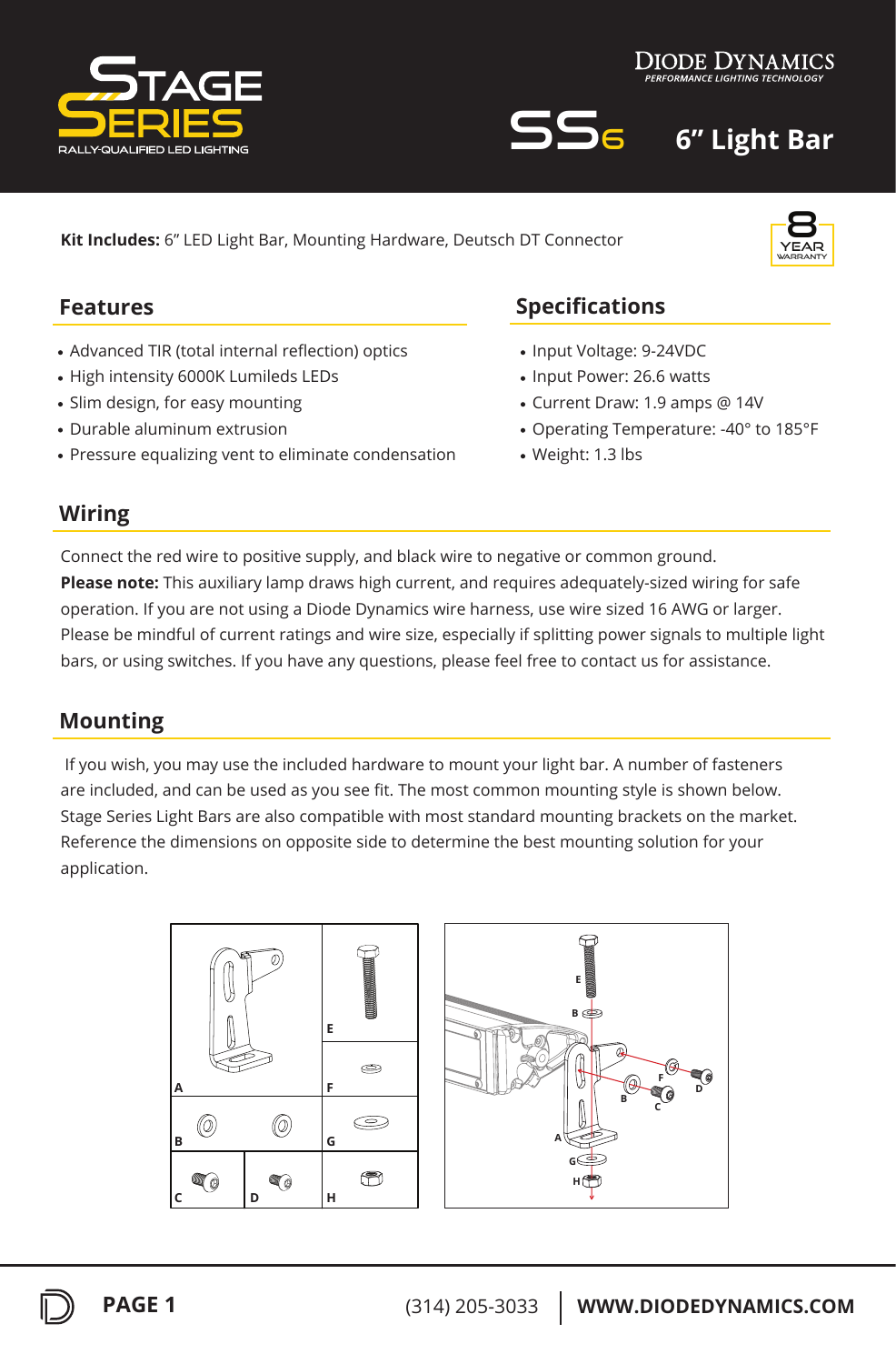# Stage Series

RALLY-QUALIFIED LED LIGHTING

DIODE DYNAMICS
*PERFORMANCE LIGHTING TECHNOLOGY*

## SS6 6" Light Bar

**Kit Includes:** 6" LED Light Bar, Mounting Hardware, Deutsch DT Connector

8 YEAR WARRANTY

## Features

- Advanced TIR (total internal reflection) optics
- High intensity 6000K Lumileds LEDs
- Slim design, for easy mounting
- Durable aluminum extrusion
- Pressure equalizing vent to eliminate condensation

## Specifications

- Input Voltage: 9-24VDC
- Input Power: 26.6 watts
- Current Draw: 1.9 amps @ 14V
- Operating Temperature: -40° to 185°F
- Weight: 1.3 lbs

## Wiring

Connect the red wire to positive supply, and black wire to negative or common ground.
**Please note:** This auxiliary lamp draws high current, and requires adequately-sized wiring for safe operation. If you are not using a Diode Dynamics wire harness, use wire sized 16 AWG or larger. Please be mindful of current ratings and wire size, especially if splitting power signals to multiple light bars, or using switches. If you have any questions, please feel free to contact us for assistance.

## Mounting

If you wish, you may use the included hardware to mount your light bar. A number of fasteners are included, and can be used as you see fit. The most common mounting style is shown below. Stage Series Light Bars are also compatible with most standard mounting brackets on the market. Reference the dimensions on opposite side to determine the best mounting solution for your application.

(314) 205-3033 | WWW.DIODEDYNAMICS.COM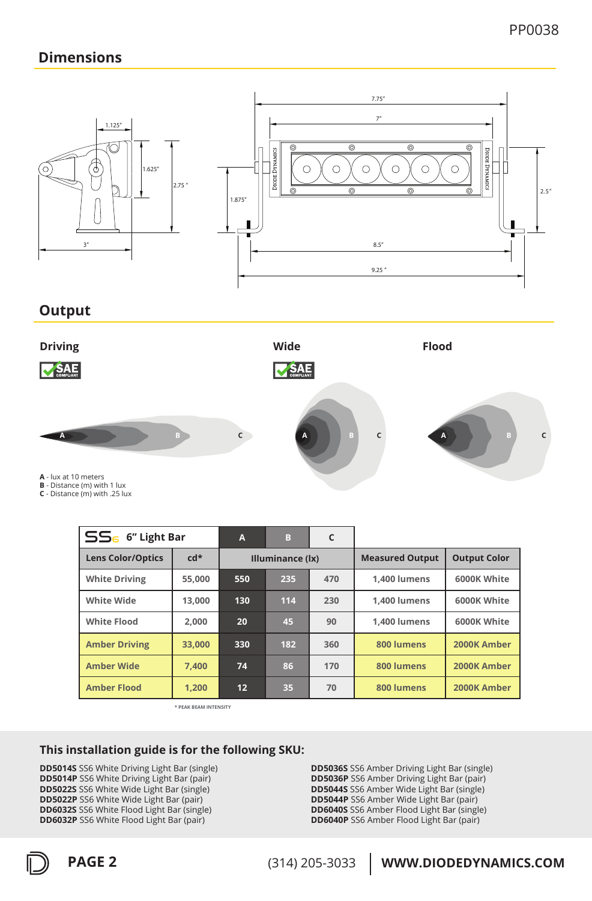PP0038

## Dimensions

1.125"

1.625"

2.75"

3"

7.75"

7"

1.875"

2.5"

8.5"

9.25"

## Output

### Driving

SAE COMPLIANT

A B C

### Wide

SAE COMPLIANT

A B C

### Flood

A B C

**A** - lux at 10 meters
**B** - Distance (m) with 1 lux
**C** - Distance (m) with .25 lux

| SS6 6" Light Bar | | A | B | C | | |
|---|---|---|---|---|---|---|
| **Lens Color/Optics** | **cd*** | **Illuminance (lx)** | | | **Measured Output** | **Output Color** |
| White Driving | 55,000 | 550 | 235 | 470 | 1,400 lumens | 6000K White |
| White Wide | 13,000 | 130 | 114 | 230 | 1,400 lumens | 6000K White |
| White Flood | 2,000 | 20 | 45 | 90 | 1,400 lumens | 6000K White |
| Amber Driving | 33,000 | 330 | 182 | 360 | 800 lumens | 2000K Amber |
| Amber Wide | 7,400 | 74 | 86 | 170 | 800 lumens | 2000K Amber |
| Amber Flood | 1,200 | 12 | 35 | 70 | 800 lumens | 2000K Amber |

\* PEAK BEAM INTENSITY

### This installation guide is for the following SKU:

**DD5014S** SS6 White Driving Light Bar (single)
**DD5014P** SS6 White Driving Light Bar (pair)
**DD5022S** SS6 White Wide Light Bar (single)
**DD5022P** SS6 White Wide Light Bar (pair)
**DD6032S** SS6 White Flood Light Bar (single)
**DD6032P** SS6 White Flood Light Bar (pair)

**DD5036S** SS6 Amber Driving Light Bar (single)
**DD5036P** SS6 Amber Driving Light Bar (pair)
**DD5044S** SS6 Amber Wide Light Bar (single)
**DD5044P** SS6 Amber Wide Light Bar (pair)
**DD6040S** SS6 Amber Flood Light Bar (single)
**DD6040P** SS6 Amber Flood Light Bar (pair)

(314) 205-3033 | **WWW.DIODEDYNAMICS.COM**